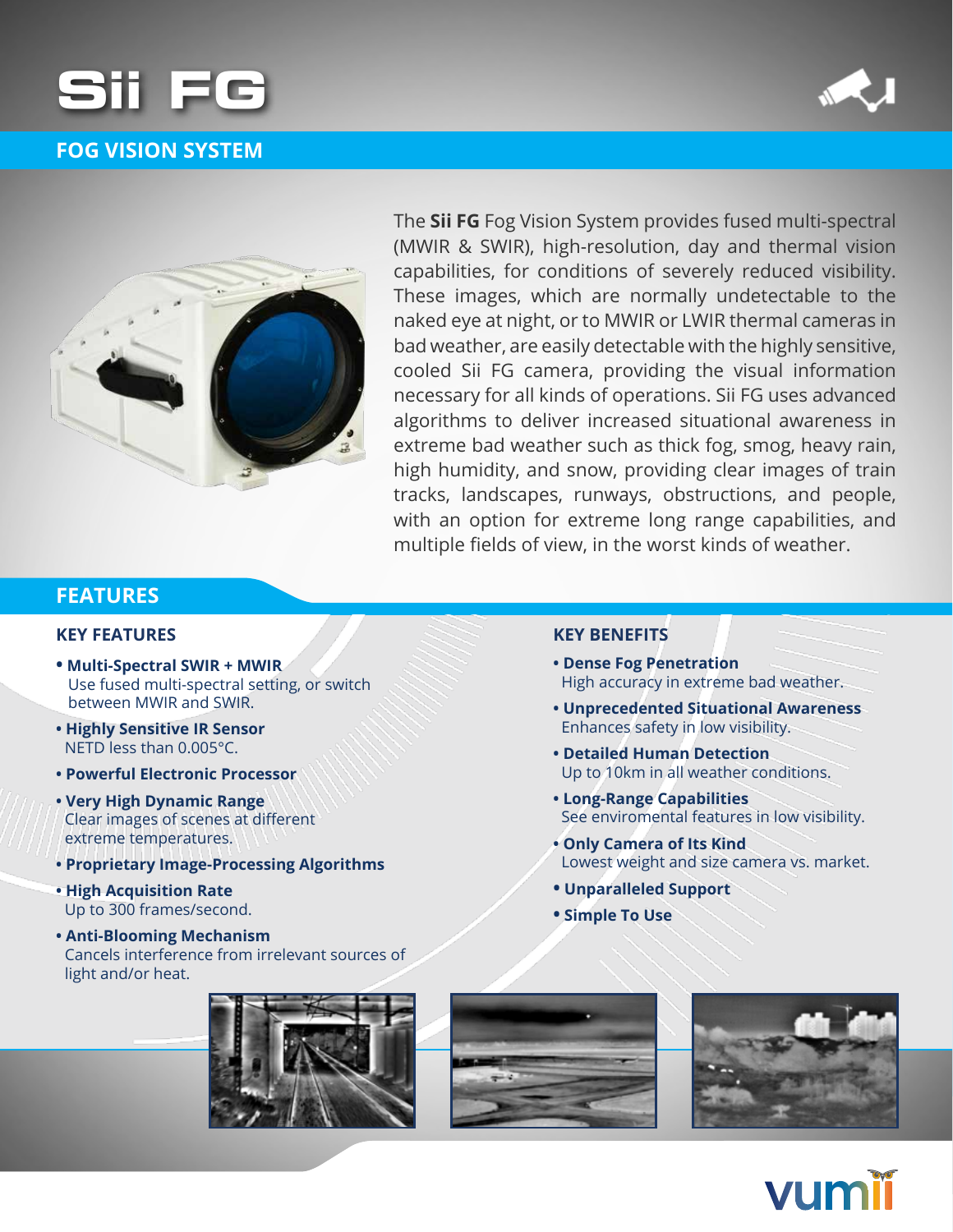# Sii FG

## FOG VISION SYSTEM

The **Sii FG** Fog Vision System provides fused multi-spectral (MWIR & SWIR), high-resolution, day and thermal vision capabilities, for conditions of severely reduced visibility. These images, which are normally undetectable to the naked eye at night, or to MWIR or LWIR thermal cameras in bad weather, are easily detectable with the highly sensitive, cooled Sii FG camera, providing the visual information necessary for all kinds of operations. Sii FG uses advanced algorithms to deliver increased situational awareness in extreme bad weather such as thick fog, smog, heavy rain, high humidity, and snow, providing clear images of train tracks, landscapes, runways, obstructions, and people, with an option for extreme long range capabilities, and multiple fields of view, in the worst kinds of weather.

## FEATURES

### KEY FEATURES

- **Multi-Spectral SWIR + MWIR**
  Use fused multi-spectral setting, or switch between MWIR and SWIR.
- **Highly Sensitive IR Sensor**
  NETD less than 0.005°C.
- **Powerful Electronic Processor**
- **Very High Dynamic Range**
  Clear images of scenes at different extreme temperatures.
- **Proprietary Image-Processing Algorithms**
- **High Acquisition Rate**
  Up to 300 frames/second.
- **Anti-Blooming Mechanism**
  Cancels interference from irrelevant sources of light and/or heat.

### KEY BENEFITS

- **Dense Fog Penetration**
  High accuracy in extreme bad weather.
- **Unprecedented Situational Awareness**
  Enhances safety in low visibility.
- **Detailed Human Detection**
  Up to 10km in all weather conditions.
- **Long-Range Capabilities**
  See enviromental features in low visibility.
- **Only Camera of Its Kind**
  Lowest weight and size camera vs. market.
- **Unparalleled Support**
- **Simple To Use**

vumii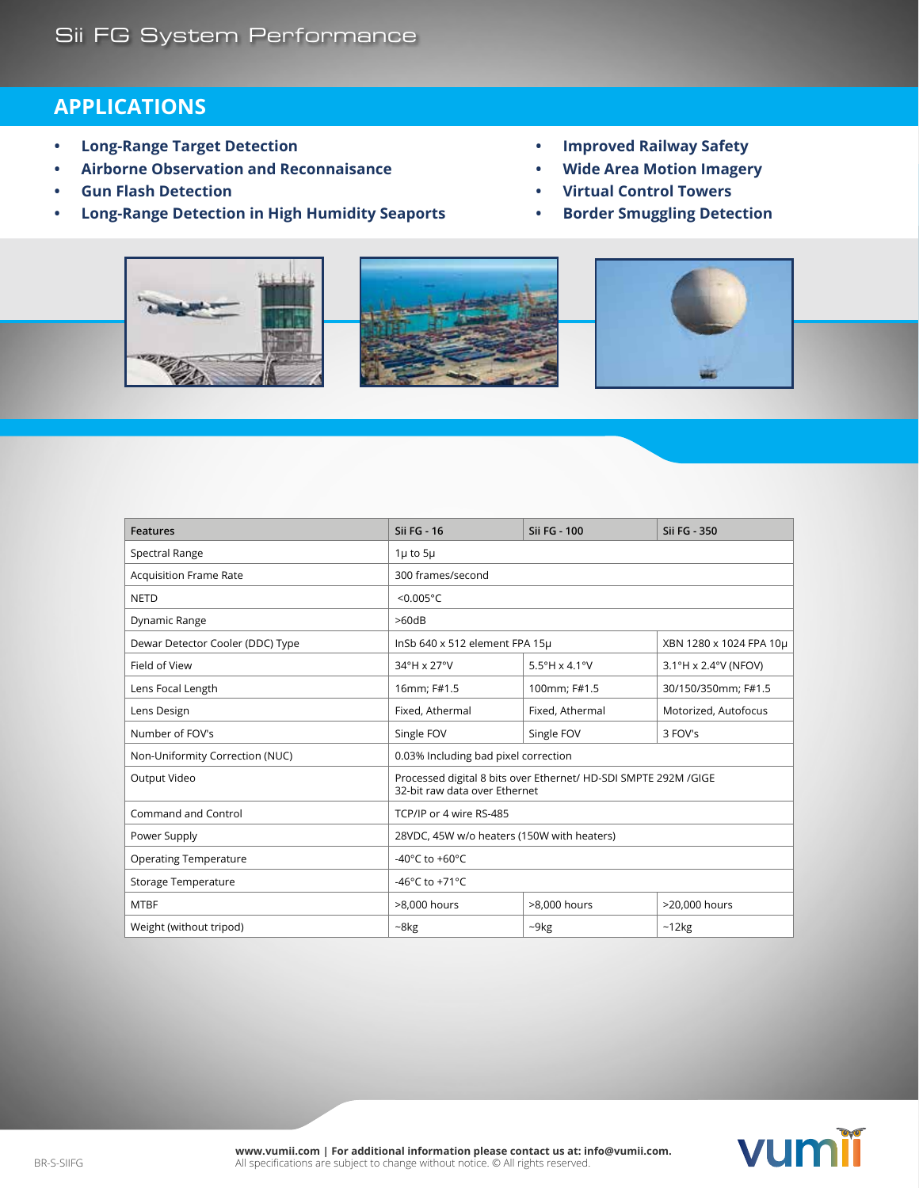# Sii FG System Performance

## APPLICATIONS

- **Long-Range Target Detection**
- **Airborne Observation and Reconnaisance**
- **Gun Flash Detection**
- **Long-Range Detection in High Humidity Seaports**
- **Improved Railway Safety**
- **Wide Area Motion Imagery**
- **Virtual Control Towers**
- **Border Smuggling Detection**

| Features | Sii FG - 16 | Sii FG - 100 | Sii FG - 350 |
|---|---|---|---|
| Spectral Range | 1μ to 5μ | | |
| Acquisition Frame Rate | 300 frames/second | | |
| NETD | <0.005°C | | |
| Dynamic Range | >60dB | | |
| Dewar Detector Cooler (DDC) Type | InSb 640 x 512 element FPA 15μ | | XBN 1280 x 1024 FPA 10μ |
| Field of View | 34°H x 27°V | 5.5°H x 4.1°V | 3.1°H x 2.4°V (NFOV) |
| Lens Focal Length | 16mm; F#1.5 | 100mm; F#1.5 | 30/150/350mm; F#1.5 |
| Lens Design | Fixed, Athermal | Fixed, Athermal | Motorized, Autofocus |
| Number of FOV's | Single FOV | Single FOV | 3 FOV's |
| Non-Uniformity Correction (NUC) | 0.03% Including bad pixel correction | | |
| Output Video | Processed digital 8 bits over Ethernet/ HD-SDI SMPTE 292M /GIGE 32-bit raw data over Ethernet | | |
| Command and Control | TCP/IP or 4 wire RS-485 | | |
| Power Supply | 28VDC, 45W w/o heaters (150W with heaters) | | |
| Operating Temperature | -40°C to +60°C | | |
| Storage Temperature | -46°C to +71°C | | |
| MTBF | >8,000 hours | >8,000 hours | >20,000 hours |
| Weight (without tripod) | ~8kg | ~9kg | ~12kg |

BR-S-SIIFG

**www.vumii.com | For additional information please contact us at: info@vumii.com.**
All specifications are subject to change without notice. © All rights reserved.

vumii